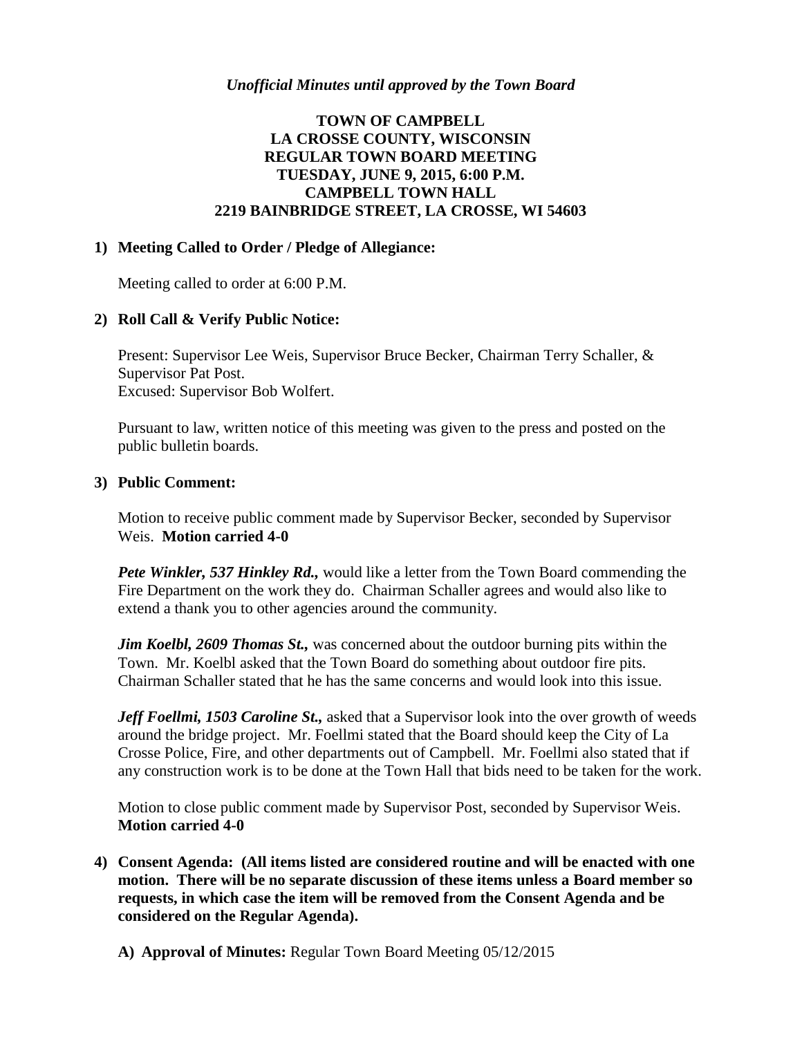*Unofficial Minutes until approved by the Town Board*

# TOWN OF CAMPBELL
# LA CROSSE COUNTY, WISCONSIN
# REGULAR TOWN BOARD MEETING
# TUESDAY, JUNE 9, 2015, 6:00 P.M.
# CAMPBELL TOWN HALL
# 2219 BAINBRIDGE STREET, LA CROSSE, WI 54603

**1) Meeting Called to Order / Pledge of Allegiance:**

Meeting called to order at 6:00 P.M.

**2) Roll Call & Verify Public Notice:**

Present: Supervisor Lee Weis, Supervisor Bruce Becker, Chairman Terry Schaller, & Supervisor Pat Post.
Excused: Supervisor Bob Wolfert.

Pursuant to law, written notice of this meeting was given to the press and posted on the public bulletin boards.

**3) Public Comment:**

Motion to receive public comment made by Supervisor Becker, seconded by Supervisor Weis. **Motion carried 4-0**

***Pete Winkler, 537 Hinkley Rd.,*** would like a letter from the Town Board commending the Fire Department on the work they do. Chairman Schaller agrees and would also like to extend a thank you to other agencies around the community.

***Jim Koelbl, 2609 Thomas St.,*** was concerned about the outdoor burning pits within the Town. Mr. Koelbl asked that the Town Board do something about outdoor fire pits. Chairman Schaller stated that he has the same concerns and would look into this issue.

***Jeff Foellmi, 1503 Caroline St.,*** asked that a Supervisor look into the over growth of weeds around the bridge project. Mr. Foellmi stated that the Board should keep the City of La Crosse Police, Fire, and other departments out of Campbell. Mr. Foellmi also stated that if any construction work is to be done at the Town Hall that bids need to be taken for the work.

Motion to close public comment made by Supervisor Post, seconded by Supervisor Weis. **Motion carried 4-0**

**4) Consent Agenda: (All items listed are considered routine and will be enacted with one motion. There will be no separate discussion of these items unless a Board member so requests, in which case the item will be removed from the Consent Agenda and be considered on the Regular Agenda).**

**A) Approval of Minutes:** Regular Town Board Meeting 05/12/2015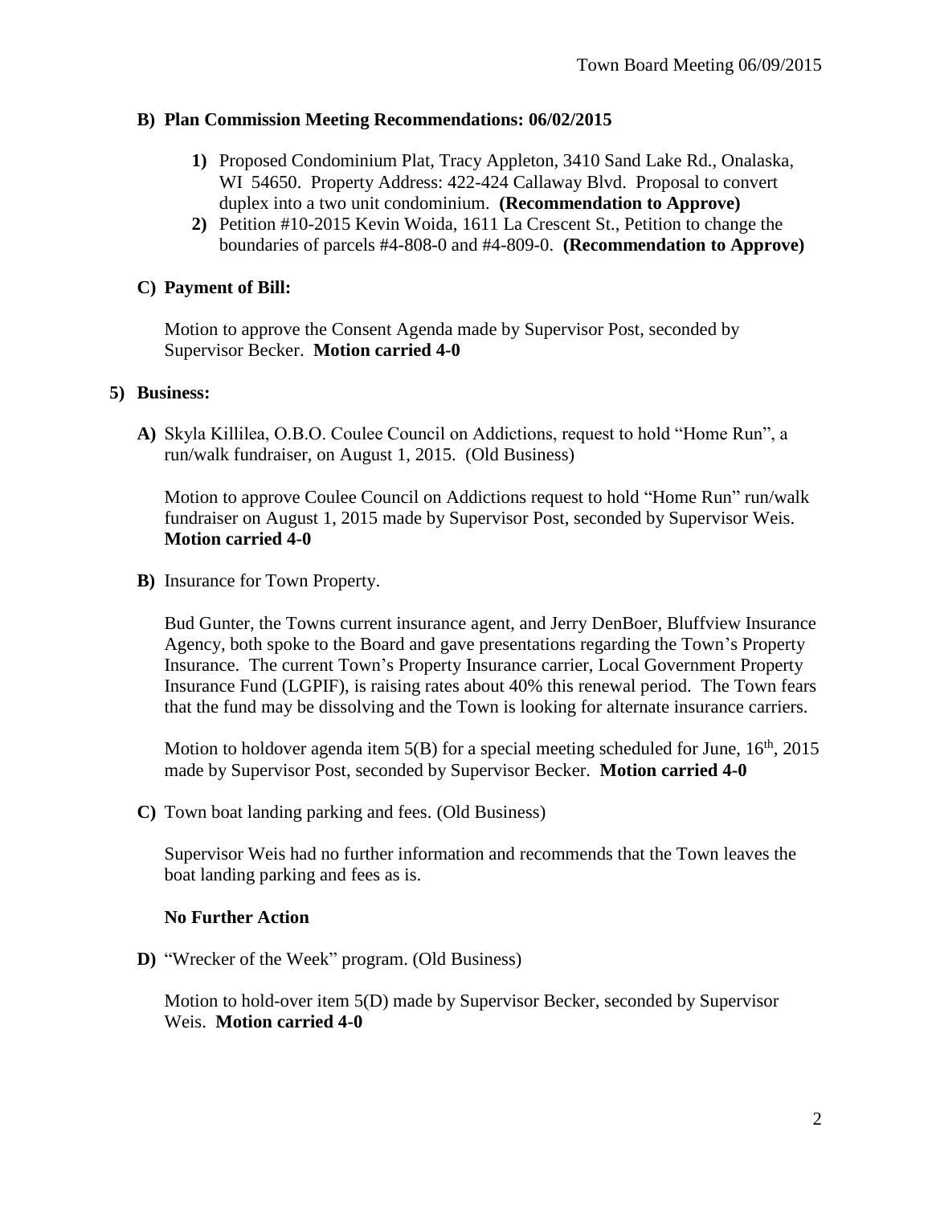**B) Plan Commission Meeting Recommendations: 06/02/2015**

1) Proposed Condominium Plat, Tracy Appleton, 3410 Sand Lake Rd., Onalaska, WI 54650. Property Address: 422-424 Callaway Blvd. Proposal to convert duplex into a two unit condominium. **(Recommendation to Approve)**
2) Petition #10-2015 Kevin Woida, 1611 La Crescent St., Petition to change the boundaries of parcels #4-808-0 and #4-809-0. **(Recommendation to Approve)**

**C) Payment of Bill:**

Motion to approve the Consent Agenda made by Supervisor Post, seconded by Supervisor Becker. **Motion carried 4-0**

**5) Business:**

**A)** Skyla Killilea, O.B.O. Coulee Council on Addictions, request to hold "Home Run", a run/walk fundraiser, on August 1, 2015. (Old Business)

Motion to approve Coulee Council on Addictions request to hold "Home Run" run/walk fundraiser on August 1, 2015 made by Supervisor Post, seconded by Supervisor Weis. **Motion carried 4-0**

**B)** Insurance for Town Property.

Bud Gunter, the Towns current insurance agent, and Jerry DenBoer, Bluffview Insurance Agency, both spoke to the Board and gave presentations regarding the Town's Property Insurance. The current Town's Property Insurance carrier, Local Government Property Insurance Fund (LGPIF), is raising rates about 40% this renewal period. The Town fears that the fund may be dissolving and the Town is looking for alternate insurance carriers.

Motion to holdover agenda item 5(B) for a special meeting scheduled for June, 16th, 2015 made by Supervisor Post, seconded by Supervisor Becker. **Motion carried 4-0**

**C)** Town boat landing parking and fees. (Old Business)

Supervisor Weis had no further information and recommends that the Town leaves the boat landing parking and fees as is.

**No Further Action**

**D)** "Wrecker of the Week" program. (Old Business)

Motion to hold-over item 5(D) made by Supervisor Becker, seconded by Supervisor Weis. **Motion carried 4-0**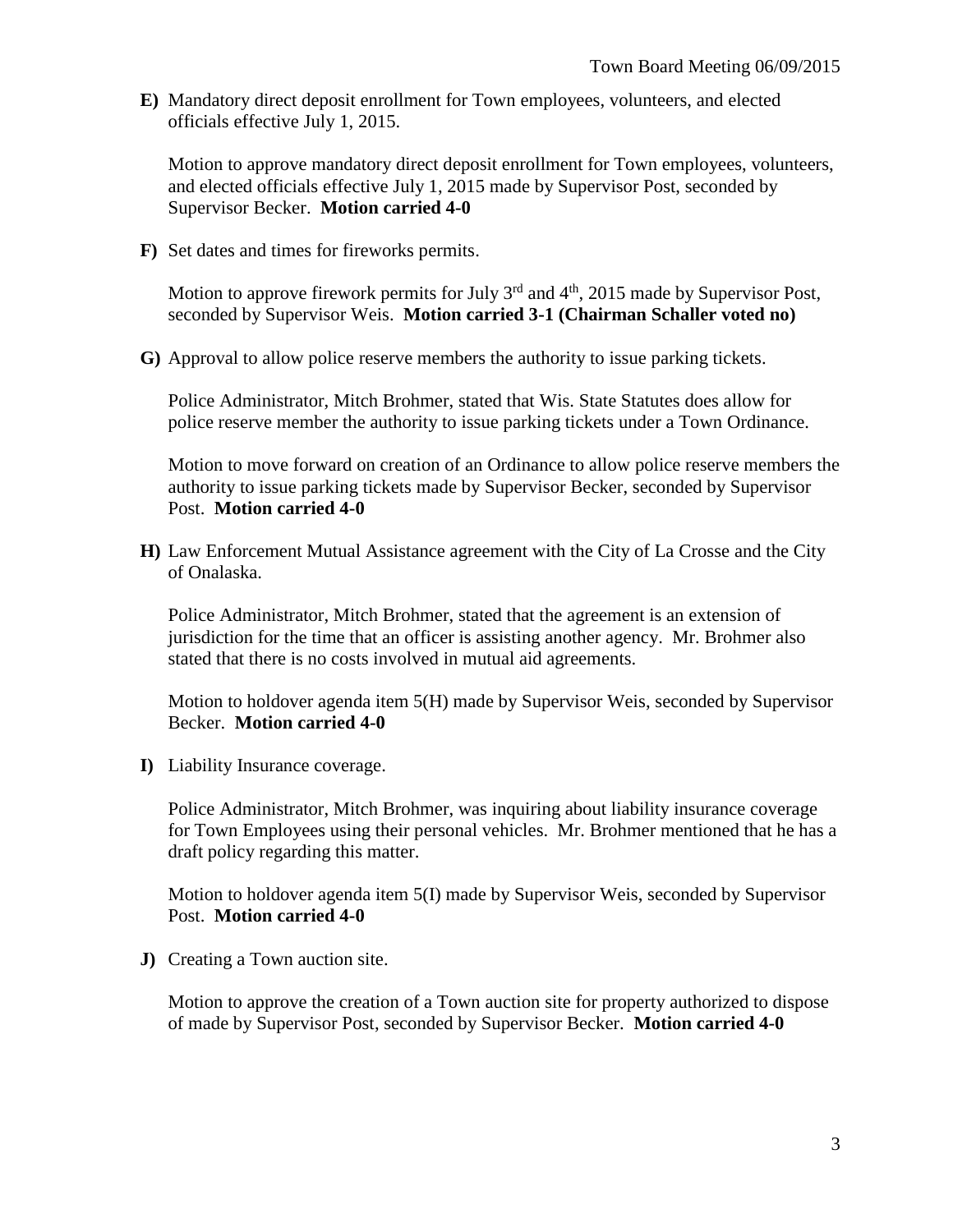**E)** Mandatory direct deposit enrollment for Town employees, volunteers, and elected officials effective July 1, 2015.

Motion to approve mandatory direct deposit enrollment for Town employees, volunteers, and elected officials effective July 1, 2015 made by Supervisor Post, seconded by Supervisor Becker. **Motion carried 4-0**

**F)** Set dates and times for fireworks permits.

Motion to approve firework permits for July 3rd and 4th, 2015 made by Supervisor Post, seconded by Supervisor Weis. **Motion carried 3-1 (Chairman Schaller voted no)**

**G)** Approval to allow police reserve members the authority to issue parking tickets.

Police Administrator, Mitch Brohmer, stated that Wis. State Statutes does allow for police reserve member the authority to issue parking tickets under a Town Ordinance.

Motion to move forward on creation of an Ordinance to allow police reserve members the authority to issue parking tickets made by Supervisor Becker, seconded by Supervisor Post. **Motion carried 4-0**

**H)** Law Enforcement Mutual Assistance agreement with the City of La Crosse and the City of Onalaska.

Police Administrator, Mitch Brohmer, stated that the agreement is an extension of jurisdiction for the time that an officer is assisting another agency. Mr. Brohmer also stated that there is no costs involved in mutual aid agreements.

Motion to holdover agenda item 5(H) made by Supervisor Weis, seconded by Supervisor Becker. **Motion carried 4-0**

**I)** Liability Insurance coverage.

Police Administrator, Mitch Brohmer, was inquiring about liability insurance coverage for Town Employees using their personal vehicles. Mr. Brohmer mentioned that he has a draft policy regarding this matter.

Motion to holdover agenda item 5(I) made by Supervisor Weis, seconded by Supervisor Post. **Motion carried 4-0**

**J)** Creating a Town auction site.

Motion to approve the creation of a Town auction site for property authorized to dispose of made by Supervisor Post, seconded by Supervisor Becker. **Motion carried 4-0**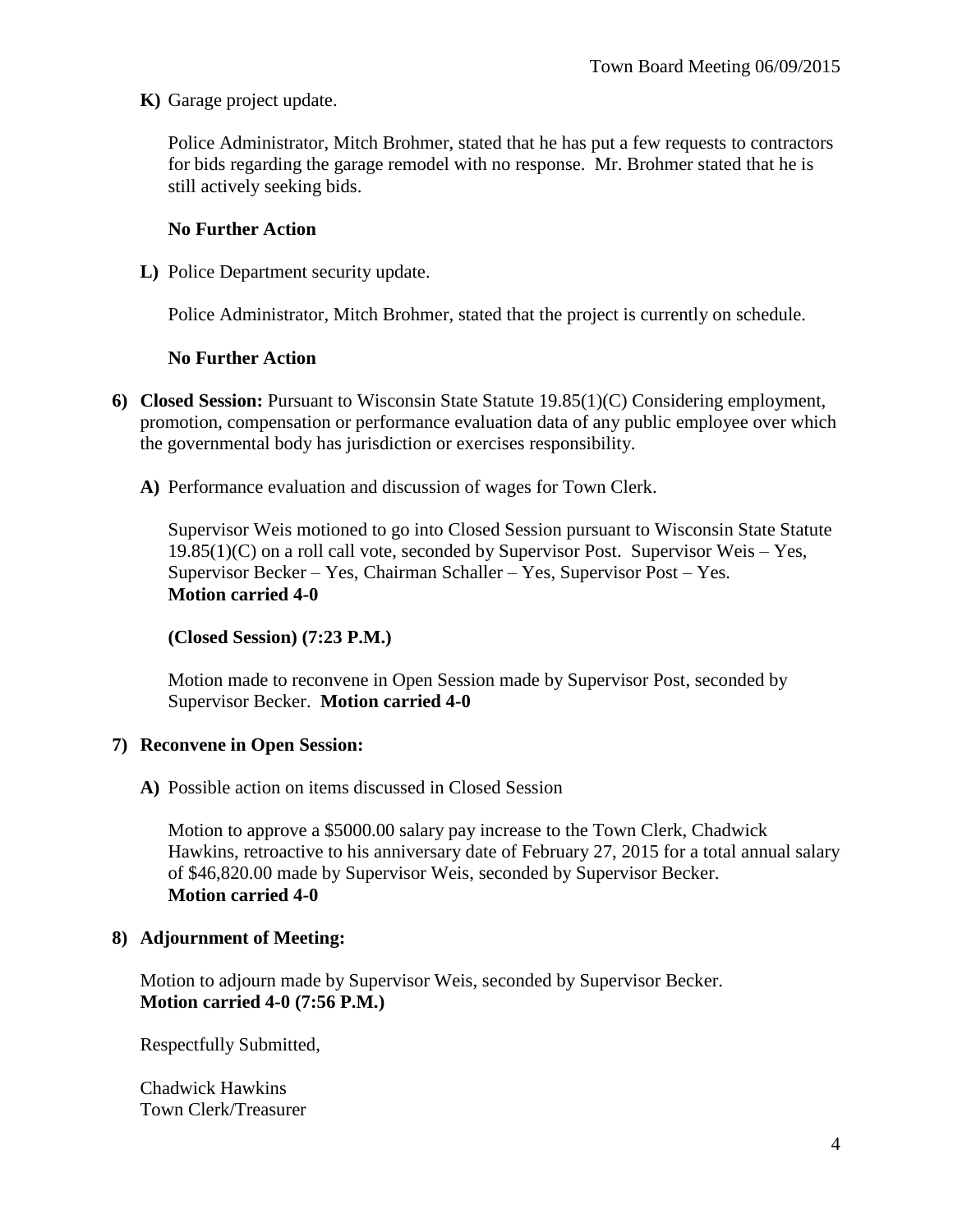**K)** Garage project update.

Police Administrator, Mitch Brohmer, stated that he has put a few requests to contractors for bids regarding the garage remodel with no response. Mr. Brohmer stated that he is still actively seeking bids.

**No Further Action**

**L)** Police Department security update.

Police Administrator, Mitch Brohmer, stated that the project is currently on schedule.

**No Further Action**

**6) Closed Session:** Pursuant to Wisconsin State Statute 19.85(1)(C) Considering employment, promotion, compensation or performance evaluation data of any public employee over which the governmental body has jurisdiction or exercises responsibility.

**A)** Performance evaluation and discussion of wages for Town Clerk.

Supervisor Weis motioned to go into Closed Session pursuant to Wisconsin State Statute 19.85(1)(C) on a roll call vote, seconded by Supervisor Post. Supervisor Weis – Yes, Supervisor Becker – Yes, Chairman Schaller – Yes, Supervisor Post – Yes.
**Motion carried 4-0**

**(Closed Session) (7:23 P.M.)**

Motion made to reconvene in Open Session made by Supervisor Post, seconded by Supervisor Becker. **Motion carried 4-0**

**7) Reconvene in Open Session:**

**A)** Possible action on items discussed in Closed Session

Motion to approve a $5000.00 salary pay increase to the Town Clerk, Chadwick Hawkins, retroactive to his anniversary date of February 27, 2015 for a total annual salary of $46,820.00 made by Supervisor Weis, seconded by Supervisor Becker.
**Motion carried 4-0**

**8) Adjournment of Meeting:**

Motion to adjourn made by Supervisor Weis, seconded by Supervisor Becker.
**Motion carried 4-0 (7:56 P.M.)**

Respectfully Submitted,

Chadwick Hawkins
Town Clerk/Treasurer